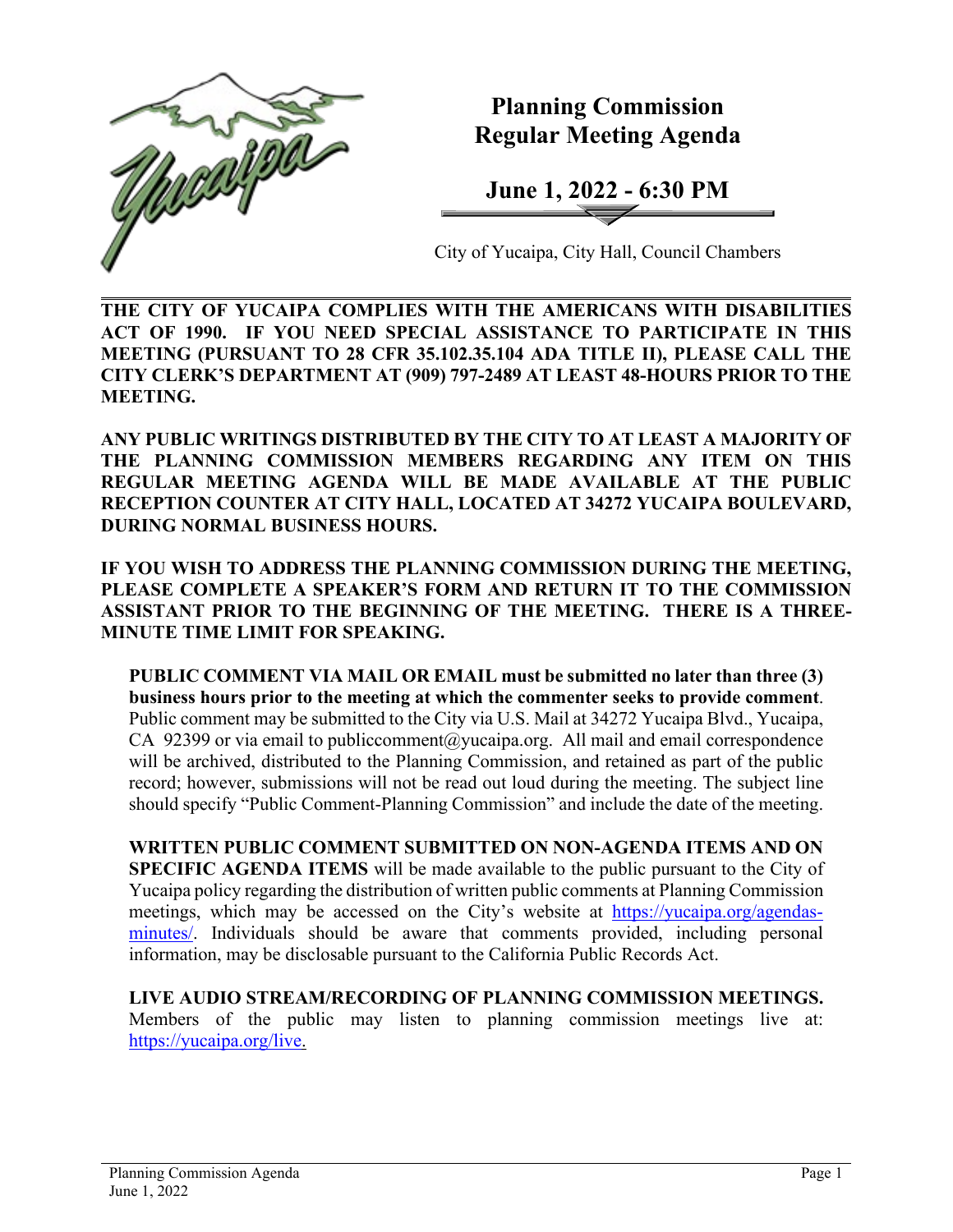# Planning Commission Regular Meeting Agenda

## June 1, 2022 - 6:30 PM

City of Yucaipa, City Hall, Council Chambers

**THE CITY OF YUCAIPA COMPLIES WITH THE AMERICANS WITH DISABILITIES ACT OF 1990. IF YOU NEED SPECIAL ASSISTANCE TO PARTICIPATE IN THIS MEETING (PURSUANT TO 28 CFR 35.102.35.104 ADA TITLE II), PLEASE CALL THE CITY CLERK'S DEPARTMENT AT (909) 797-2489 AT LEAST 48-HOURS PRIOR TO THE MEETING.**

**ANY PUBLIC WRITINGS DISTRIBUTED BY THE CITY TO AT LEAST A MAJORITY OF THE PLANNING COMMISSION MEMBERS REGARDING ANY ITEM ON THIS REGULAR MEETING AGENDA WILL BE MADE AVAILABLE AT THE PUBLIC RECEPTION COUNTER AT CITY HALL, LOCATED AT 34272 YUCAIPA BOULEVARD, DURING NORMAL BUSINESS HOURS.**

**IF YOU WISH TO ADDRESS THE PLANNING COMMISSION DURING THE MEETING, PLEASE COMPLETE A SPEAKER'S FORM AND RETURN IT TO THE COMMISSION ASSISTANT PRIOR TO THE BEGINNING OF THE MEETING. THERE IS A THREE-MINUTE TIME LIMIT FOR SPEAKING.**

**PUBLIC COMMENT VIA MAIL OR EMAIL must be submitted no later than three (3) business hours prior to the meeting at which the commenter seeks to provide comment**. Public comment may be submitted to the City via U.S. Mail at 34272 Yucaipa Blvd., Yucaipa, CA 92399 or via email to publiccomment@yucaipa.org. All mail and email correspondence will be archived, distributed to the Planning Commission, and retained as part of the public record; however, submissions will not be read out loud during the meeting. The subject line should specify "Public Comment-Planning Commission" and include the date of the meeting.

**WRITTEN PUBLIC COMMENT SUBMITTED ON NON-AGENDA ITEMS AND ON SPECIFIC AGENDA ITEMS** will be made available to the public pursuant to the City of Yucaipa policy regarding the distribution of written public comments at Planning Commission meetings, which may be accessed on the City's website at https://yucaipa.org/agendas-minutes/. Individuals should be aware that comments provided, including personal information, may be disclosable pursuant to the California Public Records Act.

**LIVE AUDIO STREAM/RECORDING OF PLANNING COMMISSION MEETINGS.** Members of the public may listen to planning commission meetings live at: https://yucaipa.org/live.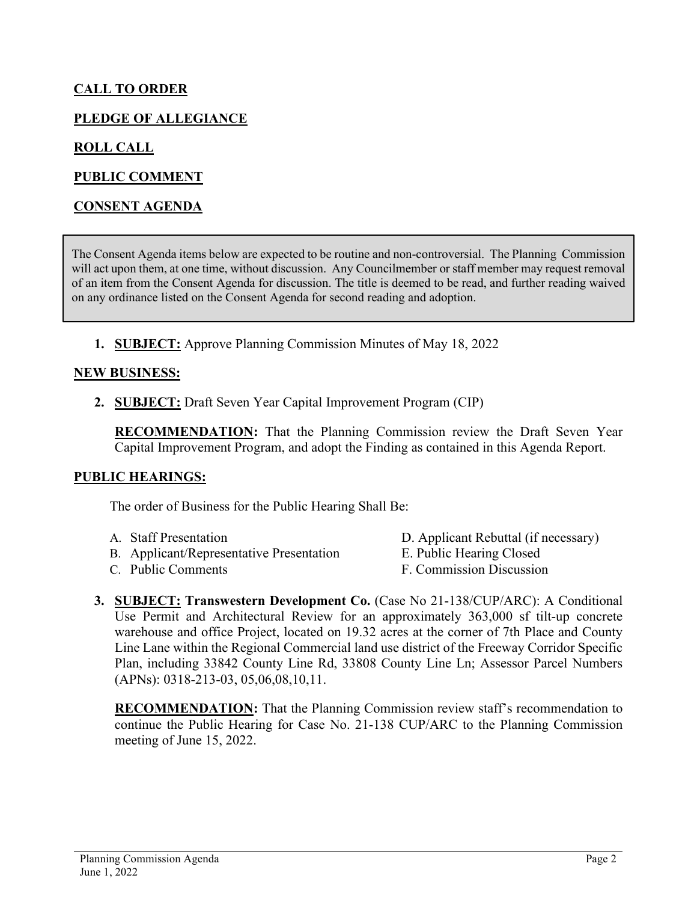**CALL TO ORDER**

**PLEDGE OF ALLEGIANCE**

**ROLL CALL**

**PUBLIC COMMENT**

**CONSENT AGENDA**

The Consent Agenda items below are expected to be routine and non-controversial. The Planning Commission will act upon them, at one time, without discussion. Any Councilmember or staff member may request removal of an item from the Consent Agenda for discussion. The title is deemed to be read, and further reading waived on any ordinance listed on the Consent Agenda for second reading and adoption.

1. **SUBJECT:** Approve Planning Commission Minutes of May 18, 2022

**NEW BUSINESS:**

2. **SUBJECT:** Draft Seven Year Capital Improvement Program (CIP)

   **RECOMMENDATION:** That the Planning Commission review the Draft Seven Year Capital Improvement Program, and adopt the Finding as contained in this Agenda Report.

**PUBLIC HEARINGS:**

The order of Business for the Public Hearing Shall Be:

A. Staff Presentation
B. Applicant/Representative Presentation
C. Public Comments
D. Applicant Rebuttal (if necessary)
E. Public Hearing Closed
F. Commission Discussion

3. **SUBJECT: Transwestern Development Co.** (Case No 21-138/CUP/ARC): A Conditional Use Permit and Architectural Review for an approximately 363,000 sf tilt-up concrete warehouse and office Project, located on 19.32 acres at the corner of 7th Place and County Line Lane within the Regional Commercial land use district of the Freeway Corridor Specific Plan, including 33842 County Line Rd, 33808 County Line Ln; Assessor Parcel Numbers (APNs): 0318-213-03, 05,06,08,10,11.

   **RECOMMENDATION:** That the Planning Commission review staff's recommendation to continue the Public Hearing for Case No. 21-138 CUP/ARC to the Planning Commission meeting of June 15, 2022.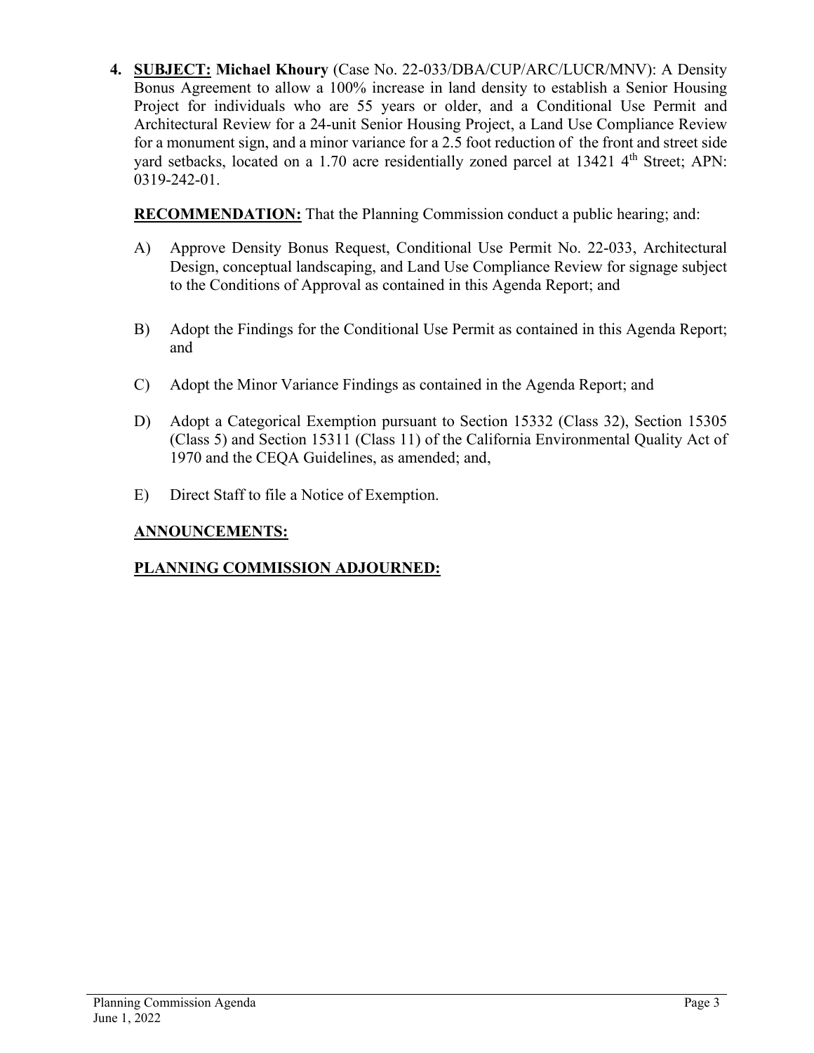4. **<u>SUBJECT:</u> Michael Khoury** (Case No. 22-033/DBA/CUP/ARC/LUCR/MNV): A Density Bonus Agreement to allow a 100% increase in land density to establish a Senior Housing Project for individuals who are 55 years or older, and a Conditional Use Permit and Architectural Review for a 24-unit Senior Housing Project, a Land Use Compliance Review for a monument sign, and a minor variance for a 2.5 foot reduction of the front and street side yard setbacks, located on a 1.70 acre residentially zoned parcel at 13421 4th Street; APN: 0319-242-01.

   **<u>RECOMMENDATION:</u>** That the Planning Commission conduct a public hearing; and:

   A) Approve Density Bonus Request, Conditional Use Permit No. 22-033, Architectural Design, conceptual landscaping, and Land Use Compliance Review for signage subject to the Conditions of Approval as contained in this Agenda Report; and

   B) Adopt the Findings for the Conditional Use Permit as contained in this Agenda Report; and

   C) Adopt the Minor Variance Findings as contained in the Agenda Report; and

   D) Adopt a Categorical Exemption pursuant to Section 15332 (Class 32), Section 15305 (Class 5) and Section 15311 (Class 11) of the California Environmental Quality Act of 1970 and the CEQA Guidelines, as amended; and,

   E) Direct Staff to file a Notice of Exemption.

**<u>ANNOUNCEMENTS:</u>**

**<u>PLANNING COMMISSION ADJOURNED:</u>**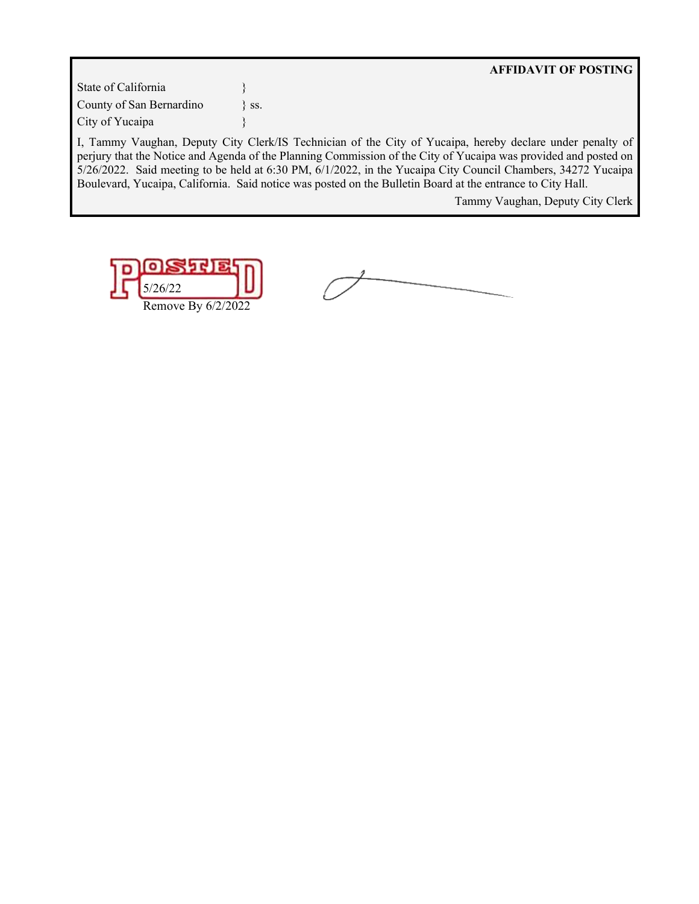**AFFIDAVIT OF POSTING**

State of California }
County of San Bernardino } ss.
City of Yucaipa }

I, Tammy Vaughan, Deputy City Clerk/IS Technician of the City of Yucaipa, hereby declare under penalty of perjury that the Notice and Agenda of the Planning Commission of the City of Yucaipa was provided and posted on 5/26/2022. Said meeting to be held at 6:30 PM, 6/1/2022, in the Yucaipa City Council Chambers, 34272 Yucaipa Boulevard, Yucaipa, California. Said notice was posted on the Bulletin Board at the entrance to City Hall.

Tammy Vaughan, Deputy City Clerk

POSTED
5/26/22
Remove By 6/2/2022